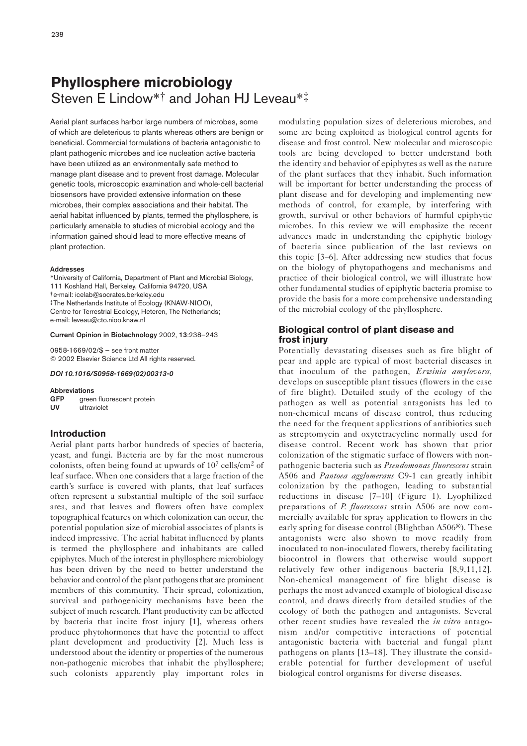# Phyllosphere microbiology

Steven E Lindow*† and Johan HJ Leveau*‡

Aerial plant surfaces harbor large numbers of microbes, some of which are deleterious to plants whereas others are benign or beneficial. Commercial formulations of bacteria antagonistic to plant pathogenic microbes and ice nucleation active bacteria have been utilized as an environmentally safe method to manage plant disease and to prevent frost damage. Molecular genetic tools, microscopic examination and whole-cell bacterial biosensors have provided extensive information on these microbes, their complex associations and their habitat. The aerial habitat influenced by plants, termed the phyllosphere, is particularly amenable to studies of microbial ecology and the information gained should lead to more effective means of plant protection.

**Addresses**

*University of California, Department of Plant and Microbial Biology, 111 Koshland Hall, Berkeley, California 94720, USA
†e-mail: icelab@socrates.berkeley.edu
‡The Netherlands Institute of Ecology (KNAW-NIOO), Centre for Terrestrial Ecology, Heteren, The Netherlands; e-mail: leveau@cto.nioo.knaw.nl

**Current Opinion in Biotechnology** 2002, **13**:238–243

0958-1669/02/$ – see front matter
© 2002 Elsevier Science Ltd All rights reserved.

***DOI 10.1016/S0958-1669(02)00313-0***

**Abbreviations**

**GFP** green fluorescent protein
**UV** ultraviolet

## Introduction

Aerial plant parts harbor hundreds of species of bacteria, yeast, and fungi. Bacteria are by far the most numerous colonists, often being found at upwards of $10^7$ cells/cm$^2$ of leaf surface. When one considers that a large fraction of the earth's surface is covered with plants, that leaf surfaces often represent a substantial multiple of the soil surface area, and that leaves and flowers often have complex topographical features on which colonization can occur, the potential population size of microbial associates of plants is indeed impressive. The aerial habitat influenced by plants is termed the phyllosphere and inhabitants are called epiphytes. Much of the interest in phyllosphere microbiology has been driven by the need to better understand the behavior and control of the plant pathogens that are prominent members of this community. Their spread, colonization, survival and pathogenicity mechanisms have been the subject of much research. Plant productivity can be affected by bacteria that incite frost injury [1], whereas others produce phytohormones that have the potential to affect plant development and productivity [2]. Much less is understood about the identity or properties of the numerous non-pathogenic microbes that inhabit the phyllosphere; such colonists apparently play important roles in modulating population sizes of deleterious microbes, and some are being exploited as biological control agents for disease and frost control. New molecular and microscopic tools are being developed to better understand both the identity and behavior of epiphytes as well as the nature of the plant surfaces that they inhabit. Such information will be important for better understanding the process of plant disease and for developing and implementing new methods of control, for example, by interfering with growth, survival or other behaviors of harmful epiphytic microbes. In this review we will emphasize the recent advances made in understanding the epiphytic biology of bacteria since publication of the last reviews on this topic [3–6]. After addressing new studies that focus on the biology of phytopathogens and mechanisms and practice of their biological control, we will illustrate how other fundamental studies of epiphytic bacteria promise to provide the basis for a more comprehensive understanding of the microbial ecology of the phyllosphere.

## Biological control of plant disease and frost injury

Potentially devastating diseases such as fire blight of pear and apple are typical of most bacterial diseases in that inoculum of the pathogen, *Erwinia amylovora*, develops on susceptible plant tissues (flowers in the case of fire blight). Detailed study of the ecology of the pathogen as well as potential antagonists has led to non-chemical means of disease control, thus reducing the need for the frequent applications of antibiotics such as streptomycin and oxytetracycline normally used for disease control. Recent work has shown that prior colonization of the stigmatic surface of flowers with non-pathogenic bacteria such as *Pseudomonas fluorescens* strain A506 and *Pantoea agglomerans* C9-1 can greatly inhibit colonization by the pathogen, leading to substantial reductions in disease [7–10] (Figure 1). Lyophilized preparations of *P. fluorescens* strain A506 are now commercially available for spray application to flowers in the early spring for disease control (Blightban A506®). These antagonists were also shown to move readily from inoculated to non-inoculated flowers, thereby facilitating biocontrol in flowers that otherwise would support relatively few other indigenous bacteria [8,9,11,12]. Non-chemical management of fire blight disease is perhaps the most advanced example of biological disease control, and draws directly from detailed studies of the ecology of both the pathogen and antagonists. Several other recent studies have revealed the *in vitro* antagonism and/or competitive interactions of potential antagonistic bacteria with bacterial and fungal plant pathogens on plants [13–18]. They illustrate the considerable potential for further development of useful biological control organisms for diverse diseases.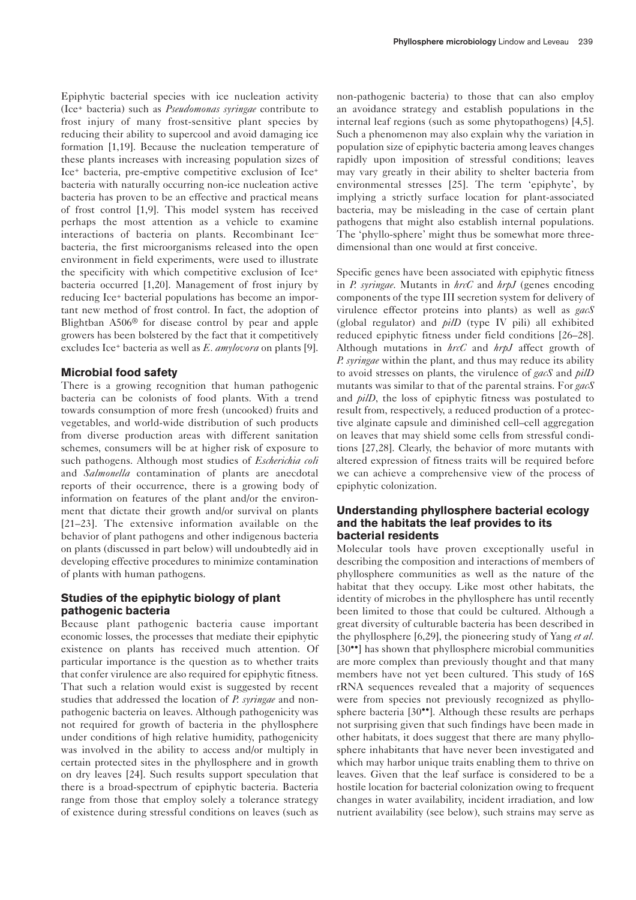Epiphytic bacterial species with ice nucleation activity (Ice+ bacteria) such as *Pseudomonas syringae* contribute to frost injury of many frost-sensitive plant species by reducing their ability to supercool and avoid damaging ice formation [1,19]. Because the nucleation temperature of these plants increases with increasing population sizes of Ice+ bacteria, pre-emptive competitive exclusion of Ice+ bacteria with naturally occurring non-ice nucleation active bacteria has proven to be an effective and practical means of frost control [1,9]. This model system has received perhaps the most attention as a vehicle to examine interactions of bacteria on plants. Recombinant Ice– bacteria, the first microorganisms released into the open environment in field experiments, were used to illustrate the specificity with which competitive exclusion of Ice+ bacteria occurred [1,20]. Management of frost injury by reducing Ice+ bacterial populations has become an important new method of frost control. In fact, the adoption of Blightban A506® for disease control by pear and apple growers has been bolstered by the fact that it competitively excludes Ice+ bacteria as well as *E. amylovora* on plants [9].

## Microbial food safety

There is a growing recognition that human pathogenic bacteria can be colonists of food plants. With a trend towards consumption of more fresh (uncooked) fruits and vegetables, and world-wide distribution of such products from diverse production areas with different sanitation schemes, consumers will be at higher risk of exposure to such pathogens. Although most studies of *Escherichia coli* and *Salmonella* contamination of plants are anecdotal reports of their occurrence, there is a growing body of information on features of the plant and/or the environment that dictate their growth and/or survival on plants [21–23]. The extensive information available on the behavior of plant pathogens and other indigenous bacteria on plants (discussed in part below) will undoubtedly aid in developing effective procedures to minimize contamination of plants with human pathogens.

## Studies of the epiphytic biology of plant pathogenic bacteria

Because plant pathogenic bacteria cause important economic losses, the processes that mediate their epiphytic existence on plants has received much attention. Of particular importance is the question as to whether traits that confer virulence are also required for epiphytic fitness. That such a relation would exist is suggested by recent studies that addressed the location of *P. syringae* and non-pathogenic bacteria on leaves. Although pathogenicity was not required for growth of bacteria in the phyllosphere under conditions of high relative humidity, pathogenicity was involved in the ability to access and/or multiply in certain protected sites in the phyllosphere and in growth on dry leaves [24]. Such results support speculation that there is a broad-spectrum of epiphytic bacteria. Bacteria range from those that employ solely a tolerance strategy of existence during stressful conditions on leaves (such as non-pathogenic bacteria) to those that can also employ an avoidance strategy and establish populations in the internal leaf regions (such as some phytopathogens) [4,5]. Such a phenomenon may also explain why the variation in population size of epiphytic bacteria among leaves changes rapidly upon imposition of stressful conditions; leaves may vary greatly in their ability to shelter bacteria from environmental stresses [25]. The term 'epiphyte', by implying a strictly surface location for plant-associated bacteria, may be misleading in the case of certain plant pathogens that might also establish internal populations. The 'phyllo-sphere' might thus be somewhat more three-dimensional than one would at first conceive.

Specific genes have been associated with epiphytic fitness in *P. syringae*. Mutants in *hrcC* and *hrpJ* (genes encoding components of the type III secretion system for delivery of virulence effector proteins into plants) as well as *gacS* (global regulator) and *pilD* (type IV pili) all exhibited reduced epiphytic fitness under field conditions [26–28]. Although mutations in *hrcC* and *hrpJ* affect growth of *P. syringae* within the plant, and thus may reduce its ability to avoid stresses on plants, the virulence of *gacS* and *pilD* mutants was similar to that of the parental strains. For *gacS* and *pilD*, the loss of epiphytic fitness was postulated to result from, respectively, a reduced production of a protective alginate capsule and diminished cell–cell aggregation on leaves that may shield some cells from stressful conditions [27,28]. Clearly, the behavior of more mutants with altered expression of fitness traits will be required before we can achieve a comprehensive view of the process of epiphytic colonization.

## Understanding phyllosphere bacterial ecology and the habitats the leaf provides to its bacterial residents

Molecular tools have proven exceptionally useful in describing the composition and interactions of members of phyllosphere communities as well as the nature of the habitat that they occupy. Like most other habitats, the identity of microbes in the phyllosphere has until recently been limited to those that could be cultured. Although a great diversity of culturable bacteria has been described in the phyllosphere [6,29], the pioneering study of Yang *et al.* [30••] has shown that phyllosphere microbial communities are more complex than previously thought and that many members have not yet been cultured. This study of 16S rRNA sequences revealed that a majority of sequences were from species not previously recognized as phyllosphere bacteria [30••]. Although these results are perhaps not surprising given that such findings have been made in other habitats, it does suggest that there are many phyllosphere inhabitants that have never been investigated and which may harbor unique traits enabling them to thrive on leaves. Given that the leaf surface is considered to be a hostile location for bacterial colonization owing to frequent changes in water availability, incident irradiation, and low nutrient availability (see below), such strains may serve as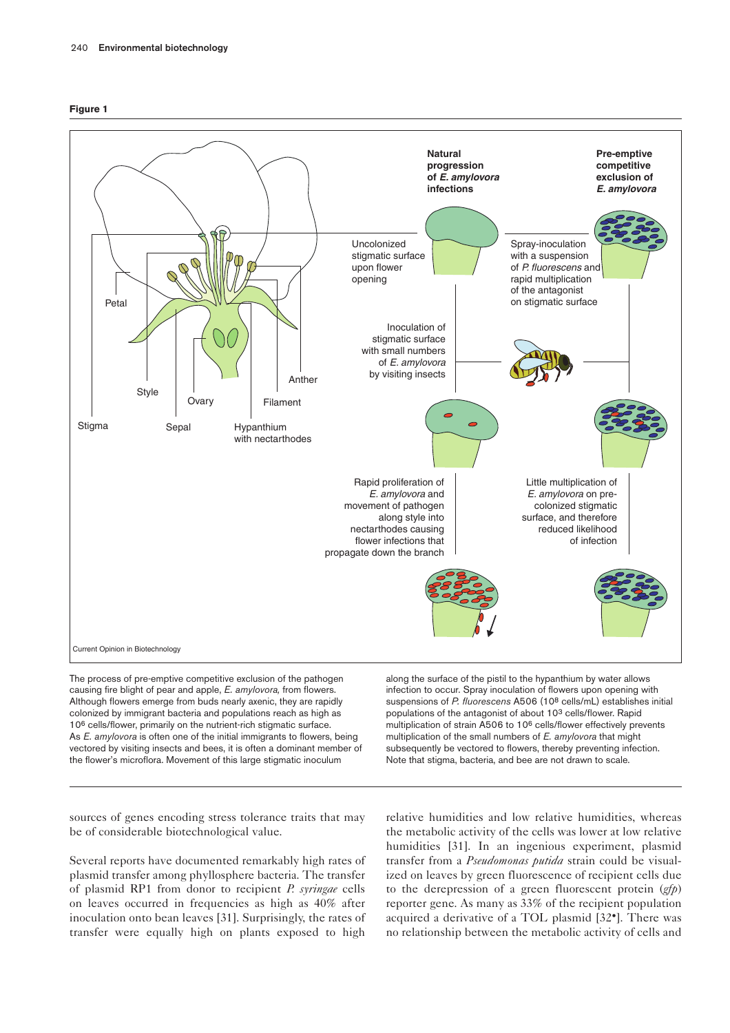**Figure 1**

Natural progression of *E. amylovora* infections

Pre-emptive competitive exclusion of *E. amylovora*

Petal

Style

Ovary

Anther

Filament

Stigma

Sepal

Hypanthium with nectarthodes

Uncolonized stigmatic surface upon flower opening

Spray-inoculation with a suspension of *P. fluorescens* and rapid multiplication of the antagonist on stigmatic surface

Inoculation of stigmatic surface with small numbers of *E. amylovora* by visiting insects

Rapid proliferation of *E. amylovora* and movement of pathogen along style into nectarthodes causing flower infections that propagate down the branch

Little multiplication of *E. amylovora* on pre-colonized stigmatic surface, and therefore reduced likelihood of infection

Current Opinion in Biotechnology

The process of pre-emptive competitive exclusion of the pathogen causing fire blight of pear and apple, *E. amylovora,* from flowers. Although flowers emerge from buds nearly axenic, they are rapidly colonized by immigrant bacteria and populations reach as high as $10^6$ cells/flower, primarily on the nutrient-rich stigmatic surface. As *E. amylovora* is often one of the initial immigrants to flowers, being vectored by visiting insects and bees, it is often a dominant member of the flower's microflora. Movement of this large stigmatic inoculum along the surface of the pistil to the hypanthium by water allows infection to occur. Spray inoculation of flowers upon opening with suspensions of *P. fluorescens* A506 ($10^8$ cells/mL) establishes initial populations of the antagonist of about $10^3$ cells/flower. Rapid multiplication of strain A506 to $10^6$ cells/flower effectively prevents multiplication of the small numbers of *E. amylovora* that might subsequently be vectored to flowers, thereby preventing infection. Note that stigma, bacteria, and bee are not drawn to scale.

sources of genes encoding stress tolerance traits that may be of considerable biotechnological value.

Several reports have documented remarkably high rates of plasmid transfer among phyllosphere bacteria. The transfer of plasmid RP1 from donor to recipient *P. syringae* cells on leaves occurred in frequencies as high as 40% after inoculation onto bean leaves [31]. Surprisingly, the rates of transfer were equally high on plants exposed to high relative humidities and low relative humidities, whereas the metabolic activity of the cells was lower at low relative humidities [31]. In an ingenious experiment, plasmid transfer from a *Pseudomonas putida* strain could be visualized on leaves by green fluorescence of recipient cells due to the derepression of a green fluorescent protein (*gfp*) reporter gene. As many as 33% of the recipient population acquired a derivative of a TOL plasmid [32•]. There was no relationship between the metabolic activity of cells and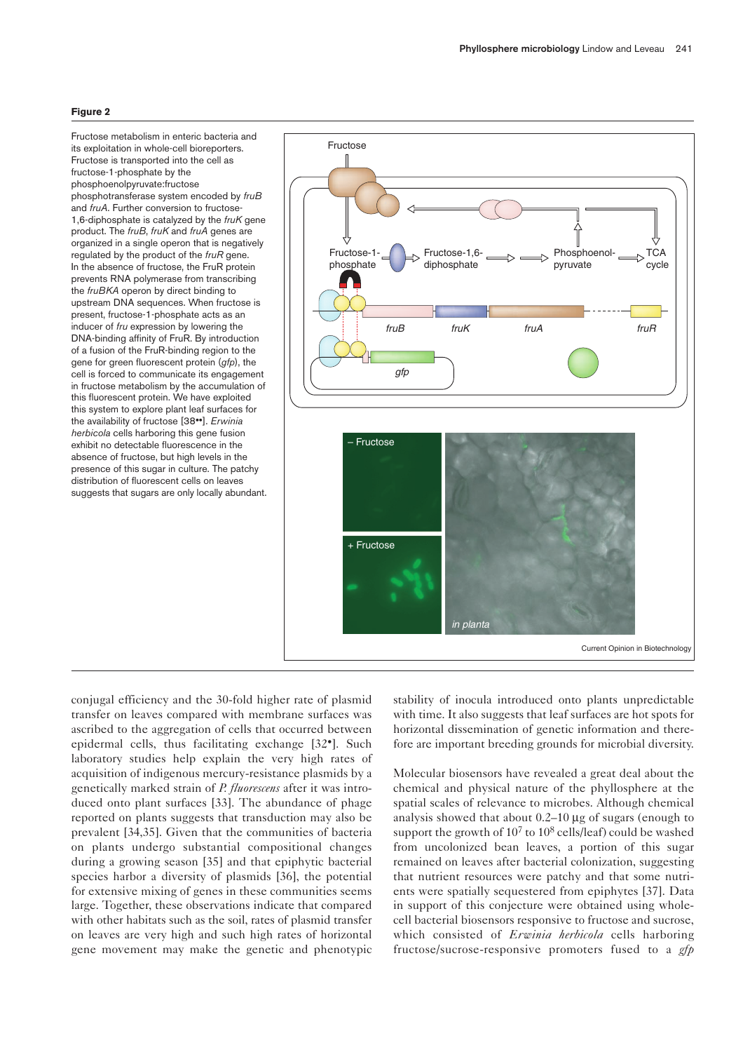**Figure 2**

Fructose metabolism in enteric bacteria and its exploitation in whole-cell bioreporters. Fructose is transported into the cell as fructose-1-phosphate by the phosphoenolpyruvate:fructose phosphotransferase system encoded by *fruB* and *fruA*. Further conversion to fructose-1,6-diphosphate is catalyzed by the *fruK* gene product. The *fruB*, *fruK* and *fruA* genes are organized in a single operon that is negatively regulated by the product of the *fruR* gene. In the absence of fructose, the FruR protein prevents RNA polymerase from transcribing the *fruBKA* operon by direct binding to upstream DNA sequences. When fructose is present, fructose-1-phosphate acts as an inducer of *fru* expression by lowering the DNA-binding affinity of FruR. By introduction of a fusion of the FruR-binding region to the gene for green fluorescent protein (*gfp*), the cell is forced to communicate its engagement in fructose metabolism by the accumulation of this fluorescent protein. We have exploited this system to explore plant leaf surfaces for the availability of fructose [38••]. *Erwinia herbicola* cells harboring this gene fusion exhibit no detectable fluorescence in the absence of fructose, but high levels in the presence of this sugar in culture. The patchy distribution of fluorescent cells on leaves suggests that sugars are only locally abundant.

Fructose

Fructose-1-phosphate

Fructose-1,6-diphosphate

Phosphoenol-pyruvate

TCA cycle

*fruB*

*fruK*

*fruA*

*fruR*

*gfp*

– Fructose

+ Fructose

*in planta*

conjugal efficiency and the 30-fold higher rate of plasmid transfer on leaves compared with membrane surfaces was ascribed to the aggregation of cells that occurred between epidermal cells, thus facilitating exchange [32•]. Such laboratory studies help explain the very high rates of acquisition of indigenous mercury-resistance plasmids by a genetically marked strain of *P. fluorescens* after it was introduced onto plant surfaces [33]. The abundance of phage reported on plants suggests that transduction may also be prevalent [34,35]. Given that the communities of bacteria on plants undergo substantial compositional changes during a growing season [35] and that epiphytic bacterial species harbor a diversity of plasmids [36], the potential for extensive mixing of genes in these communities seems large. Together, these observations indicate that compared with other habitats such as the soil, rates of plasmid transfer on leaves are very high and such high rates of horizontal gene movement may make the genetic and phenotypic stability of inocula introduced onto plants unpredictable with time. It also suggests that leaf surfaces are hot spots for horizontal dissemination of genetic information and therefore are important breeding grounds for microbial diversity.

Molecular biosensors have revealed a great deal about the chemical and physical nature of the phyllosphere at the spatial scales of relevance to microbes. Although chemical analysis showed that about 0.2–10 μg of sugars (enough to support the growth of $10^7$ to $10^8$ cells/leaf) could be washed from uncolonized bean leaves, a portion of this sugar remained on leaves after bacterial colonization, suggesting that nutrient resources were patchy and that some nutrients were spatially sequestered from epiphytes [37]. Data in support of this conjecture were obtained using whole-cell bacterial biosensors responsive to fructose and sucrose, which consisted of *Erwinia herbicola* cells harboring fructose/sucrose-responsive promoters fused to a *gfp*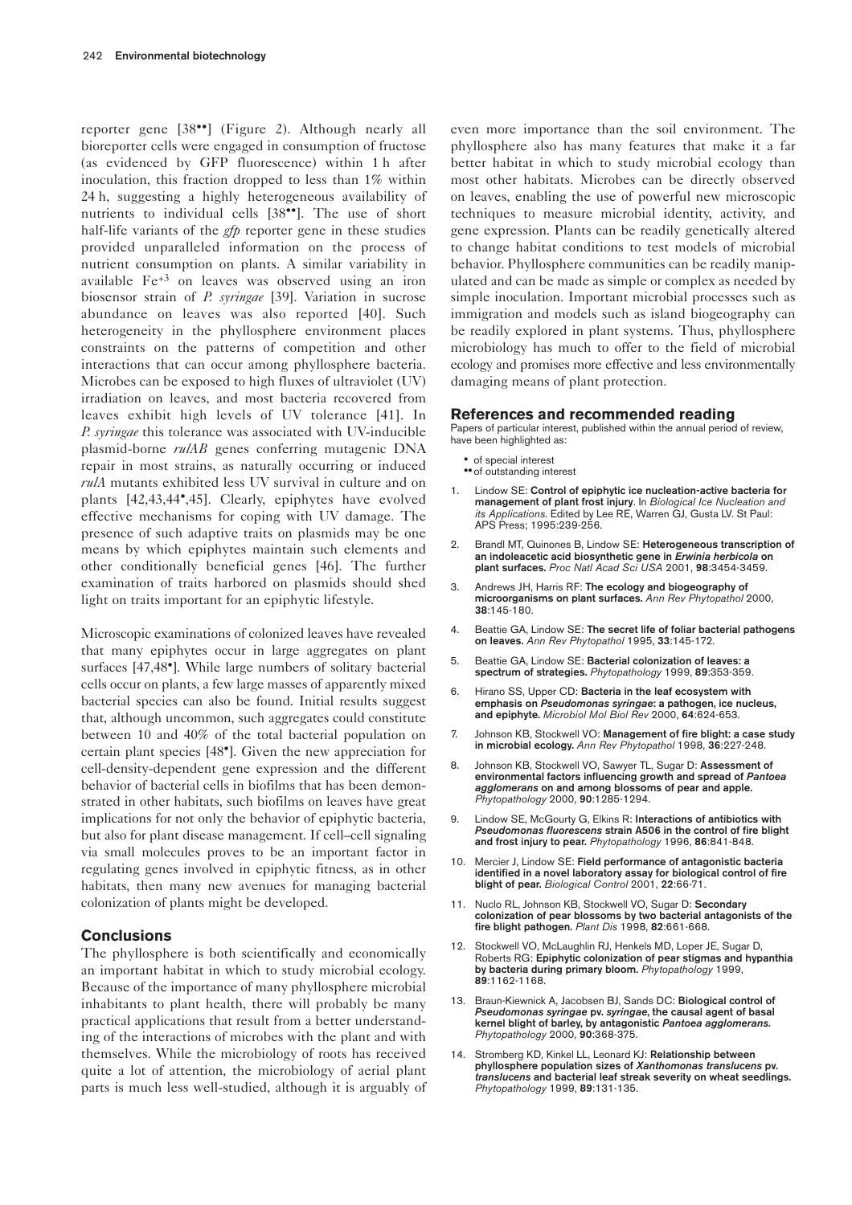reporter gene [38••] (Figure 2). Although nearly all bioreporter cells were engaged in consumption of fructose (as evidenced by GFP fluorescence) within 1 h after inoculation, this fraction dropped to less than 1% within 24 h, suggesting a highly heterogeneous availability of nutrients to individual cells [38••]. The use of short half-life variants of the *gfp* reporter gene in these studies provided unparalleled information on the process of nutrient consumption on plants. A similar variability in available $Fe^{+3}$ on leaves was observed using an iron biosensor strain of *P. syringae* [39]. Variation in sucrose abundance on leaves was also reported [40]. Such heterogeneity in the phyllosphere environment places constraints on the patterns of competition and other interactions that can occur among phyllosphere bacteria. Microbes can be exposed to high fluxes of ultraviolet (UV) irradiation on leaves, and most bacteria recovered from leaves exhibit high levels of UV tolerance [41]. In *P. syringae* this tolerance was associated with UV-inducible plasmid-borne *rulAB* genes conferring mutagenic DNA repair in most strains, as naturally occurring or induced *rulA* mutants exhibited less UV survival in culture and on plants [42,43,44•,45]. Clearly, epiphytes have evolved effective mechanisms for coping with UV damage. The presence of such adaptive traits on plasmids may be one means by which epiphytes maintain such elements and other conditionally beneficial genes [46]. The further examination of traits harbored on plasmids should shed light on traits important for an epiphytic lifestyle.

Microscopic examinations of colonized leaves have revealed that many epiphytes occur in large aggregates on plant surfaces [47,48•]. While large numbers of solitary bacterial cells occur on plants, a few large masses of apparently mixed bacterial species can also be found. Initial results suggest that, although uncommon, such aggregates could constitute between 10 and 40% of the total bacterial population on certain plant species [48•]. Given the new appreciation for cell-density-dependent gene expression and the different behavior of bacterial cells in biofilms that has been demonstrated in other habitats, such biofilms on leaves have great implications for not only the behavior of epiphytic bacteria, but also for plant disease management. If cell–cell signaling via small molecules proves to be an important factor in regulating genes involved in epiphytic fitness, as in other habitats, then many new avenues for managing bacterial colonization of plants might be developed.

## Conclusions

The phyllosphere is both scientifically and economically an important habitat in which to study microbial ecology. Because of the importance of many phyllosphere microbial inhabitants to plant health, there will probably be many practical applications that result from a better understanding of the interactions of microbes with the plant and with themselves. While the microbiology of roots has received quite a lot of attention, the microbiology of aerial plant parts is much less well-studied, although it is arguably of even more importance than the soil environment. The phyllosphere also has many features that make it a far better habitat in which to study microbial ecology than most other habitats. Microbes can be directly observed on leaves, enabling the use of powerful new microscopic techniques to measure microbial identity, activity, and gene expression. Plants can be readily genetically altered to change habitat conditions to test models of microbial behavior. Phyllosphere communities can be readily manipulated and can be made as simple or complex as needed by simple inoculation. Important microbial processes such as immigration and models such as island biogeography can be readily explored in plant systems. Thus, phyllosphere microbiology has much to offer to the field of microbial ecology and promises more effective and less environmentally damaging means of plant protection.

## References and recommended reading

Papers of particular interest, published within the annual period of review, have been highlighted as:

- • of special interest
- •• of outstanding interest

1. Lindow SE: **Control of epiphytic ice nucleation-active bacteria for management of plant frost injury**. In *Biological Ice Nucleation and its Applications.* Edited by Lee RE, Warren GJ, Gusta LV. St Paul: APS Press; 1995:239-256.
2. Brandl MT, Quinones B, Lindow SE: **Heterogeneous transcription of an indoleacetic acid biosynthetic gene in *Erwinia herbicola* on plant surfaces.** *Proc Natl Acad Sci USA* 2001, **98**:3454-3459.
3. Andrews JH, Harris RF: **The ecology and biogeography of microorganisms on plant surfaces.** *Ann Rev Phytopathol* 2000, **38**:145-180.
4. Beattie GA, Lindow SE: **The secret life of foliar bacterial pathogens on leaves.** *Ann Rev Phytopathol* 1995, **33**:145-172.
5. Beattie GA, Lindow SE: **Bacterial colonization of leaves: a spectrum of strategies.** *Phytopathology* 1999, **89**:353-359.
6. Hirano SS, Upper CD: **Bacteria in the leaf ecosystem with emphasis on *Pseudomonas syringae*: a pathogen, ice nucleus, and epiphyte.** *Microbiol Mol Biol Rev* 2000, **64**:624-653.
7. Johnson KB, Stockwell VO: **Management of fire blight: a case study in microbial ecology.** *Ann Rev Phytopathol* 1998, **36**:227-248.
8. Johnson KB, Stockwell VO, Sawyer TL, Sugar D: **Assessment of environmental factors influencing growth and spread of *Pantoea agglomerans* on and among blossoms of pear and apple.** *Phytopathology* 2000, **90**:1285-1294.
9. Lindow SE, McGourty G, Elkins R: **Interactions of antibiotics with *Pseudomonas fluorescens* strain A506 in the control of fire blight and frost injury to pear.** *Phytopathology* 1996, **86**:841-848.
10. Mercier J, Lindow SE: **Field performance of antagonistic bacteria identified in a novel laboratory assay for biological control of fire blight of pear.** *Biological Control* 2001, **22**:66-71.
11. Nuclo RL, Johnson KB, Stockwell VO, Sugar D: **Secondary colonization of pear blossoms by two bacterial antagonists of the fire blight pathogen.** *Plant Dis* 1998, **82**:661-668.
12. Stockwell VO, McLaughlin RJ, Henkels MD, Loper JE, Sugar D, Roberts RG: **Epiphytic colonization of pear stigmas and hypanthia by bacteria during primary bloom.** *Phytopathology* 1999, **89**:1162-1168.
13. Braun-Kiewnick A, Jacobsen BJ, Sands DC: **Biological control of *Pseudomonas syringae* pv. *syringae*, the causal agent of basal kernel blight of barley, by antagonistic *Pantoea agglomerans.*** *Phytopathology* 2000, **90**:368-375.
14. Stromberg KD, Kinkel LL, Leonard KJ: **Relationship between phyllosphere population sizes of *Xanthomonas translucens* pv. *translucens* and bacterial leaf streak severity on wheat seedlings.** *Phytopathology* 1999, **89**:131-135.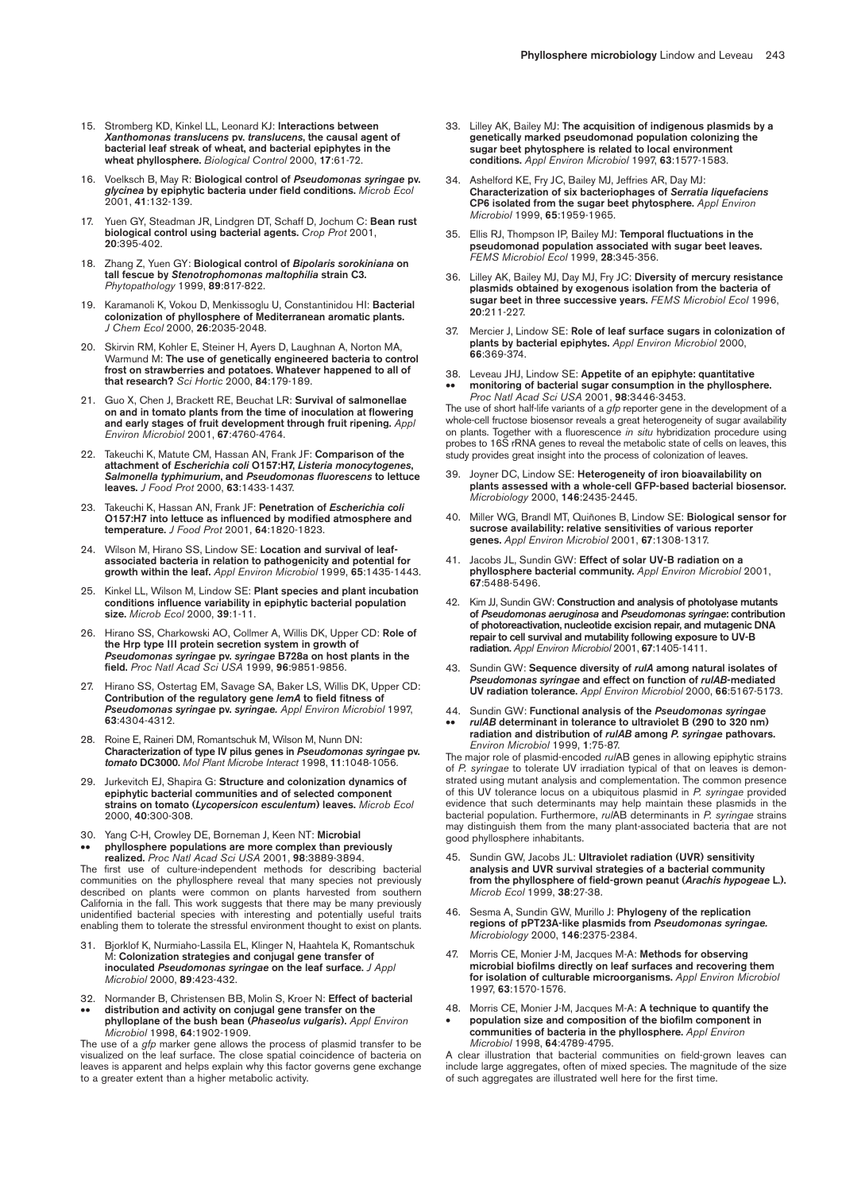15. Stromberg KD, Kinkel LL, Leonard KJ: **Interactions between *Xanthomonas translucens* pv. *translucens*, the causal agent of bacterial leaf streak of wheat, and bacterial epiphytes in the wheat phyllosphere.** *Biological Control* 2000, **17**:61-72.

16. Voelksch B, May R: **Biological control of *Pseudomonas syringae* pv. *glycinea* by epiphytic bacteria under field conditions.** *Microb Ecol* 2001, **41**:132-139.

17. Yuen GY, Steadman JR, Lindgren DT, Schaff D, Jochum C: **Bean rust biological control using bacterial agents.** *Crop Prot* 2001, **20**:395-402.

18. Zhang Z, Yuen GY: **Biological control of *Bipolaris sorokiniana* on tall fescue by *Stenotrophomonas maltophilia* strain C3.** *Phytopathology* 1999, **89**:817-822.

19. Karamanoli K, Vokou D, Menkissoglu U, Constantinidou HI: **Bacterial colonization of phyllosphere of Mediterranean aromatic plants.** *J Chem Ecol* 2000, **26**:2035-2048.

20. Skirvin RM, Kohler E, Steiner H, Ayers D, Laughnan A, Norton MA, Warmund M: **The use of genetically engineered bacteria to control frost on strawberries and potatoes. Whatever happened to all of that research?** *Sci Hortic* 2000, **84**:179-189.

21. Guo X, Chen J, Brackett RE, Beuchat LR: **Survival of salmonellae on and in tomato plants from the time of inoculation at flowering and early stages of fruit development through fruit ripening.** *Appl Environ Microbiol* 2001, **67**:4760-4764.

22. Takeuchi K, Matute CM, Hassan AN, Frank JF: **Comparison of the attachment of *Escherichia coli* O157:H7, *Listeria monocytogenes*, *Salmonella typhimurium*, and *Pseudomonas fluorescens* to lettuce leaves.** *J Food Prot* 2000, **63**:1433-1437.

23. Takeuchi K, Hassan AN, Frank JF: **Penetration of *Escherichia coli* O157:H7 into lettuce as influenced by modified atmosphere and temperature.** *J Food Prot* 2001, **64**:1820-1823.

24. Wilson M, Hirano SS, Lindow SE: **Location and survival of leaf-associated bacteria in relation to pathogenicity and potential for growth within the leaf.** *Appl Environ Microbiol* 1999, **65**:1435-1443.

25. Kinkel LL, Wilson M, Lindow SE: **Plant species and plant incubation conditions influence variability in epiphytic bacterial population size.** *Microb Ecol* 2000, **39**:1-11.

26. Hirano SS, Charkowski AO, Collmer A, Willis DK, Upper CD: **Role of the Hrp type III protein secretion system in growth of *Pseudomonas syringae* pv. *syringae* B728a on host plants in the field.** *Proc Natl Acad Sci USA* 1999, **96**:9851-9856.

27. Hirano SS, Ostertag EM, Savage SA, Baker LS, Willis DK, Upper CD: **Contribution of the regulatory gene *lemA* to field fitness of *Pseudomonas syringae* pv. *syringae*.** *Appl Environ Microbiol* 1997, **63**:4304-4312.

28. Roine E, Raineri DM, Romantschuk M, Wilson M, Nunn DN: **Characterization of type IV pilus genes in *Pseudomonas syringae* pv. *tomato* DC3000.** *Mol Plant Microbe Interact* 1998, **11**:1048-1056.

29. Jurkevitch EJ, Shapira G: **Structure and colonization dynamics of epiphytic bacterial communities and of selected component strains on tomato (*Lycopersicon esculentum*) leaves.** *Microb Ecol* 2000, **40**:300-308.

30. Yang C-H, Crowley DE, Borneman J, Keen NT: **Microbial •• phyllosphere populations are more complex than previously realized.** *Proc Natl Acad Sci USA* 2001, **98**:3889-3894.

The first use of culture-independent methods for describing bacterial communities on the phyllosphere reveal that many species not previously described on plants were common on plants harvested from southern California in the fall. This work suggests that there may be many previously unidentified bacterial species with interesting and potentially useful traits enabling them to tolerate the stressful environment thought to exist on plants.

31. Bjorklof K, Nurmiaho-Lassila EL, Klinger N, Haahtela K, Romantschuk M: **Colonization strategies and conjugal gene transfer of inoculated *Pseudomonas syringae* on the leaf surface.** *J Appl Microbiol* 2000, **89**:423-432.

32. Normander B, Christensen BB, Molin S, Kroer N: **Effect of bacterial •• distribution and activity on conjugal gene transfer on the phylloplane of the bush bean (*Phaseolus vulgaris*).** *Appl Environ Microbiol* 1998, **64**:1902-1909.

The use of a *gfp* marker gene allows the process of plasmid transfer to be visualized on the leaf surface. The close spatial coincidence of bacteria on leaves is apparent and helps explain why this factor governs gene exchange to a greater extent than a higher metabolic activity.

33. Lilley AK, Bailey MJ: **The acquisition of indigenous plasmids by a genetically marked pseudomonad population colonizing the sugar beet phytosphere is related to local environment conditions.** *Appl Environ Microbiol* 1997, **63**:1577-1583.

34. Ashelford KE, Fry JC, Bailey MJ, Jeffries AR, Day MJ: **Characterization of six bacteriophages of *Serratia liquefaciens* CP6 isolated from the sugar beet phytosphere.** *Appl Environ Microbiol* 1999, **65**:1959-1965.

35. Ellis RJ, Thompson IP, Bailey MJ: **Temporal fluctuations in the pseudomonad population associated with sugar beet leaves.** *FEMS Microbiol Ecol* 1999, **28**:345-356.

36. Lilley AK, Bailey MJ, Day MJ, Fry JC: **Diversity of mercury resistance plasmids obtained by exogenous isolation from the bacteria of sugar beet in three successive years.** *FEMS Microbiol Ecol* 1996, **20**:211-227.

37. Mercier J, Lindow SE: **Role of leaf surface sugars in colonization of plants by bacterial epiphytes.** *Appl Environ Microbiol* 2000, **66**:369-374.

38. Leveau JHJ, Lindow SE: **Appetite of an epiphyte: quantitative •• monitoring of bacterial sugar consumption in the phyllosphere.** *Proc Natl Acad Sci USA* 2001, **98**:3446-3453.

The use of short half-life variants of a *gfp* reporter gene in the development of a whole-cell fructose biosensor reveals a great heterogeneity of sugar availability on plants. Together with a fluorescence *in situ* hybridization procedure using probes to 16S rRNA genes to reveal the metabolic state of cells on leaves, this study provides great insight into the process of colonization of leaves.

39. Joyner DC, Lindow SE: **Heterogeneity of iron bioavailability on plants assessed with a whole-cell GFP-based bacterial biosensor.** *Microbiology* 2000, **146**:2435-2445.

40. Miller WG, Brandl MT, Quiñones B, Lindow SE: **Biological sensor for sucrose availability: relative sensitivities of various reporter genes.** *Appl Environ Microbiol* 2001, **67**:1308-1317.

41. Jacobs JL, Sundin GW: **Effect of solar UV-B radiation on a phyllosphere bacterial community.** *Appl Environ Microbiol* 2001, **67**:5488-5496.

42. Kim JJ, Sundin GW: **Construction and analysis of photolyase mutants of *Pseudomonas aeruginosa* and *Pseudomonas syringae*: contribution of photoreactivation, nucleotide excision repair, and mutagenic DNA repair to cell survival and mutability following exposure to UV-B radiation.** *Appl Environ Microbiol* 2001, **67**:1405-1411.

43. Sundin GW: **Sequence diversity of *rulA* among natural isolates of *Pseudomonas syringae* and effect on function of *rulAB*-mediated UV radiation tolerance.** *Appl Environ Microbiol* 2000, **66**:5167-5173.

44. Sundin GW: **Functional analysis of the *Pseudomonas syringae* •• *rulAB* determinant in tolerance to ultraviolet B (290 to 320 nm) radiation and distribution of *rulAB* among *P. syringae* pathovars.** *Environ Microbiol* 1999, **1**:75-87.

The major role of plasmid-encoded *rul*AB genes in allowing epiphytic strains of *P. syringae* to tolerate UV irradiation typical of that on leaves is demonstrated using mutant analysis and complementation. The common presence of this UV tolerance locus on a ubiquitous plasmid in *P. syringae* provided evidence that such determinants may help maintain these plasmids in the bacterial population. Furthermore, *rul*AB determinants in *P. syringae* strains may distinguish them from the many plant-associated bacteria that are not good phyllosphere inhabitants.

45. Sundin GW, Jacobs JL: **Ultraviolet radiation (UVR) sensitivity analysis and UVR survival strategies of a bacterial community from the phyllosphere of field-grown peanut (*Arachis hypogeae* L.).** *Microb Ecol* 1999, **38**:27-38.

46. Sesma A, Sundin GW, Murillo J: **Phylogeny of the replication regions of pPT23A-like plasmids from *Pseudomonas syringae*.** *Microbiology* 2000, **146**:2375-2384.

47. Morris CE, Monier J-M, Jacques M-A: **Methods for observing microbial biofilms directly on leaf surfaces and recovering them for isolation of culturable microorganisms.** *Appl Environ Microbiol* 1997, **63**:1570-1576.

48. Morris CE, Monier J-M, Jacques M-A: **A technique to quantify the • population size and composition of the biofilm component in communities of bacteria in the phyllosphere.** *Appl Environ Microbiol* 1998, **64**:4789-4795.

A clear illustration that bacterial communities on field-grown leaves can include large aggregates, often of mixed species. The magnitude of the size of such aggregates are illustrated well here for the first time.